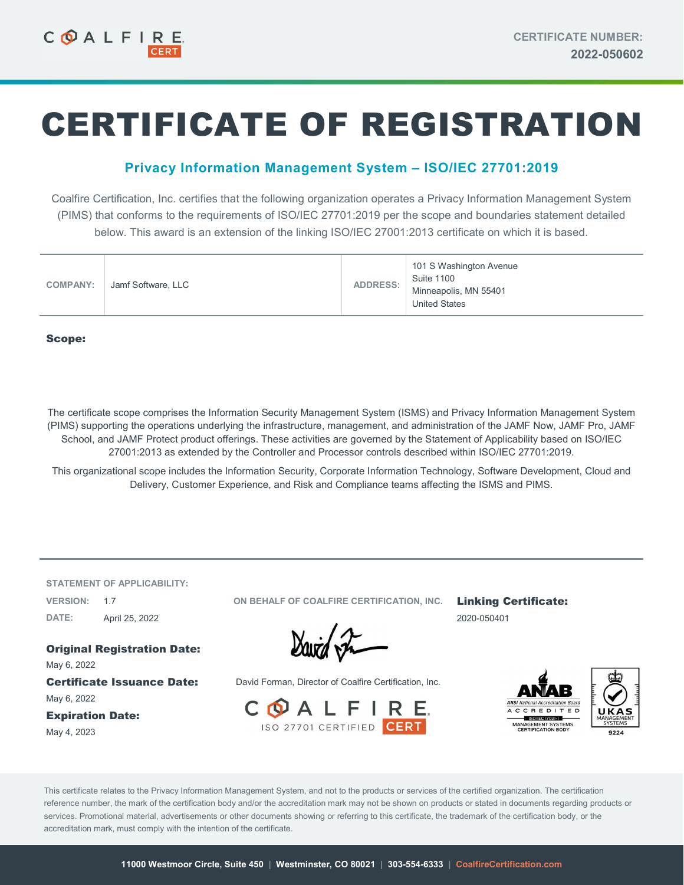COALFIRE CERT

CERTIFICATE NUMBER: **2022-050602**

# CERTIFICATE OF REGISTRATION

## Privacy Information Management System – ISO/IEC 27701:2019

Coalfire Certification, Inc. certifies that the following organization operates a Privacy Information Management System (PIMS) that conforms to the requirements of ISO/IEC 27701:2019 per the scope and boundaries statement detailed below. This award is an extension of the linking ISO/IEC 27001:2013 certificate on which it is based.

| COMPANY: | Jamf Software, LLC | ADDRESS: | 101 S Washington Avenue<br>Suite 1100<br>Minneapolis, MN 55401<br>United States |
|---|---|---|---|

**Scope:**

The certificate scope comprises the Information Security Management System (ISMS) and Privacy Information Management System (PIMS) supporting the operations underlying the infrastructure, management, and administration of the JAMF Now, JAMF Pro, JAMF School, and JAMF Protect product offerings. These activities are governed by the Statement of Applicability based on ISO/IEC 27001:2013 as extended by the Controller and Processor controls described within ISO/IEC 27701:2019.

This organizational scope includes the Information Security, Corporate Information Technology, Software Development, Cloud and Delivery, Customer Experience, and Risk and Compliance teams affecting the ISMS and PIMS.

STATEMENT OF APPLICABILITY:

VERSION: 1.7

DATE: April 25, 2022

**Original Registration Date:**
May 6, 2022

**Certificate Issuance Date:**
May 6, 2022

**Expiration Date:**
May 4, 2023

ON BEHALF OF COALFIRE CERTIFICATION, INC.

David Forman, Director of Coalfire Certification, Inc.

COALFIRE ISO 27701 CERTIFIED CERT

**Linking Certificate:**
2020-050401

ANAB ANSI National Accreditation Board ACCREDITED ISO/IEC 17021-1 MANAGEMENT SYSTEMS CERTIFICATION BODY

UKAS MANAGEMENT SYSTEMS 9224

This certificate relates to the Privacy Information Management System, and not to the products or services of the certified organization. The certification reference number, the mark of the certification body and/or the accreditation mark may not be shown on products or stated in documents regarding products or services. Promotional material, advertisements or other documents showing or referring to this certificate, the trademark of the certification body, or the accreditation mark, must comply with the intention of the certificate.

11000 Westmoor Circle, Suite 450 | Westminster, CO 80021 | 303-554-6333 | CoalfireCertification.com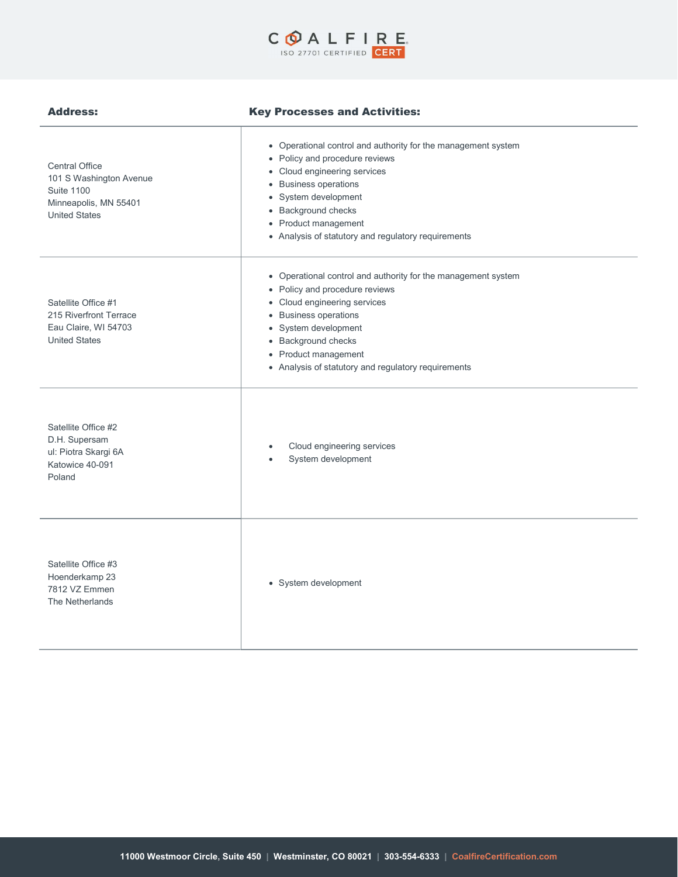| Address: | Key Processes and Activities: |
| --- | --- |
| Central Office<br>101 S Washington Avenue<br>Suite 1100<br>Minneapolis, MN 55401<br>United States | • Operational control and authority for the management system<br>• Policy and procedure reviews<br>• Cloud engineering services<br>• Business operations<br>• System development<br>• Background checks<br>• Product management<br>• Analysis of statutory and regulatory requirements |
| Satellite Office #1<br>215 Riverfront Terrace<br>Eau Claire, WI 54703<br>United States | • Operational control and authority for the management system<br>• Policy and procedure reviews<br>• Cloud engineering services<br>• Business operations<br>• System development<br>• Background checks<br>• Product management<br>• Analysis of statutory and regulatory requirements |
| Satellite Office #2<br>D.H. Supersam<br>ul: Piotra Skargi 6A<br>Katowice 40-091<br>Poland | • Cloud engineering services<br>• System development |
| Satellite Office #3<br>Hoenderkamp 23<br>7812 VZ Emmen<br>The Netherlands | • System development |